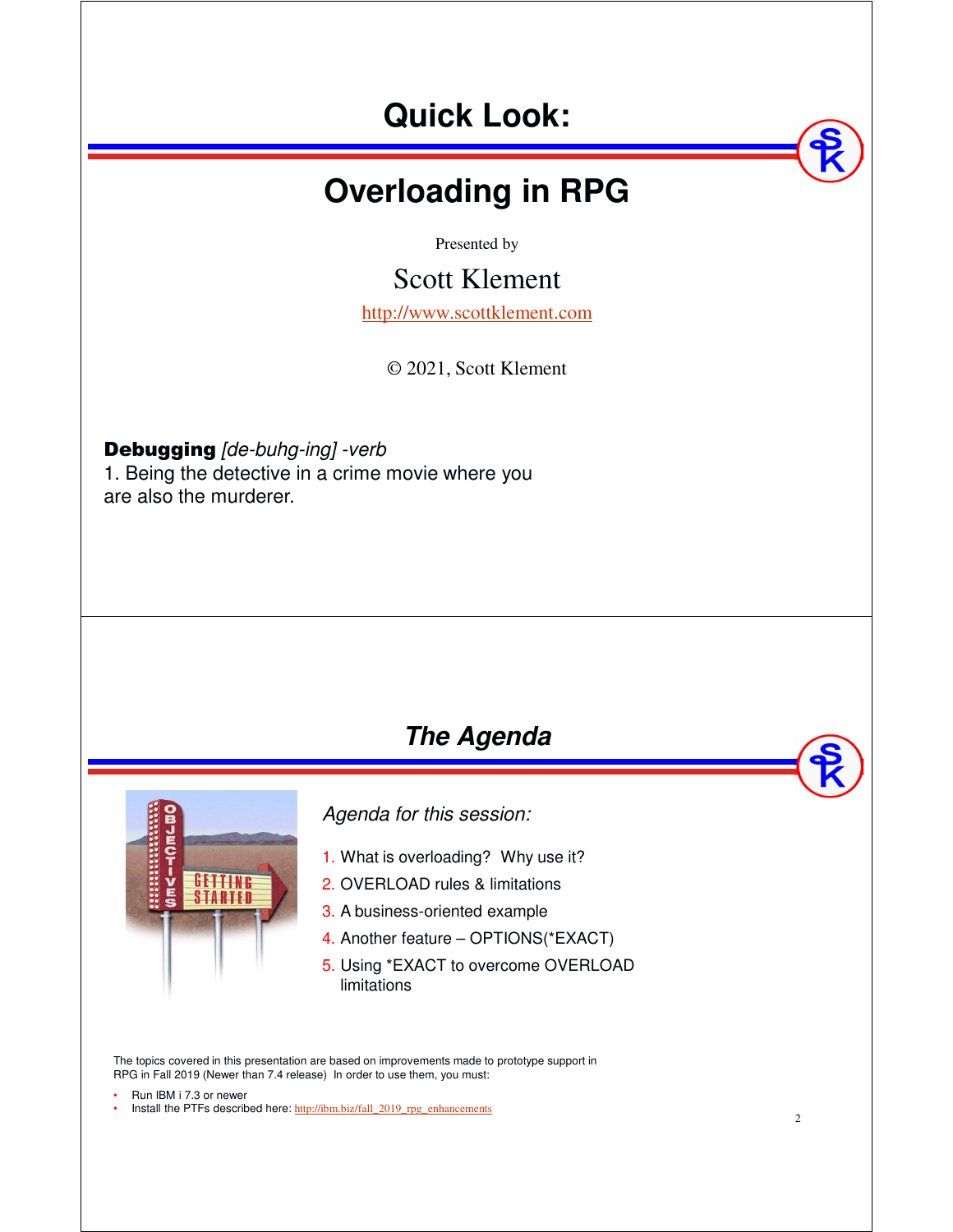# Quick Look:

# Overloading in RPG

Presented by

Scott Klement

http://www.scottklement.com

© 2021, Scott Klement

**Debugging** *[de-buhg-ing] -verb*
1. Being the detective in a crime movie where you are also the murderer.

## *The Agenda*

*Agenda for this session:*

1. What is overloading? Why use it?
2. OVERLOAD rules & limitations
3. A business-oriented example
4. Another feature – OPTIONS(*EXACT)
5. Using *EXACT to overcome OVERLOAD limitations

The topics covered in this presentation are based on improvements made to prototype support in RPG in Fall 2019 (Newer than 7.4 release) In order to use them, you must:

- Run IBM i 7.3 or newer
- Install the PTFs described here: http://ibm.biz/fall_2019_rpg_enhancements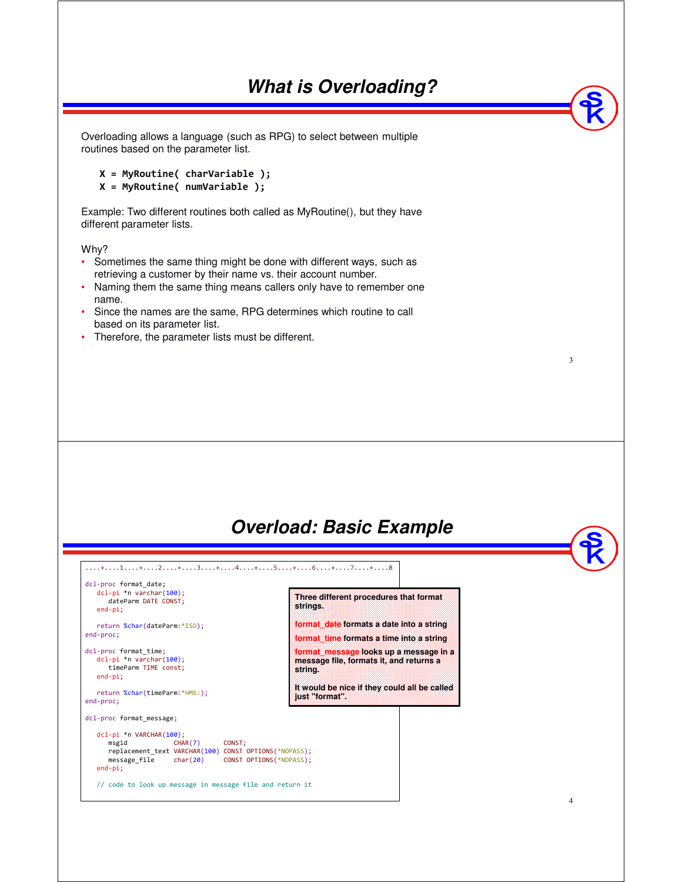## What is Overloading?

Overloading allows a language (such as RPG) to select between multiple routines based on the parameter list.

```
X = MyRoutine( charVariable );
X = MyRoutine( numVariable );
```

Example: Two different routines both called as MyRoutine(), but they have different parameter lists.

Why?

- Sometimes the same thing might be done with different ways, such as retrieving a customer by their name vs. their account number.
- Naming them the same thing means callers only have to remember one name.
- Since the names are the same, RPG determines which routine to call based on its parameter list.
- Therefore, the parameter lists must be different.

## Overload: Basic Example

```
....+....1....+....2....+....3....+....4....+....5....+....6....+....7....+....8

dcl-proc format_date;
   dcl-pi *n varchar(100);
      dateParm DATE CONST;
   end-pi;

   return %char(dateParm:*ISO);
end-proc;

dcl-proc format_time;
   dcl-pi *n varchar(100);
      timeParm TIME const;
   end-pi;

   return %char(timeParm:*HMS:);
end-proc;

dcl-proc format_message;

   dcl-pi *n VARCHAR(100);
      msgid            CHAR(7)      CONST;
      replacement_text VARCHAR(100) CONST OPTIONS(*NOPASS);
      message_file     char(20)     CONST OPTIONS(*NOPASS);
   end-pi;

   // code to look up message in message file and return it
```

**Three different procedures that format strings.**

**format_date formats a date into a string**

**format_time formats a time into a string**

**format_message looks up a message in a message file, formats it, and returns a string.**

**It would be nice if they could all be called just "format".**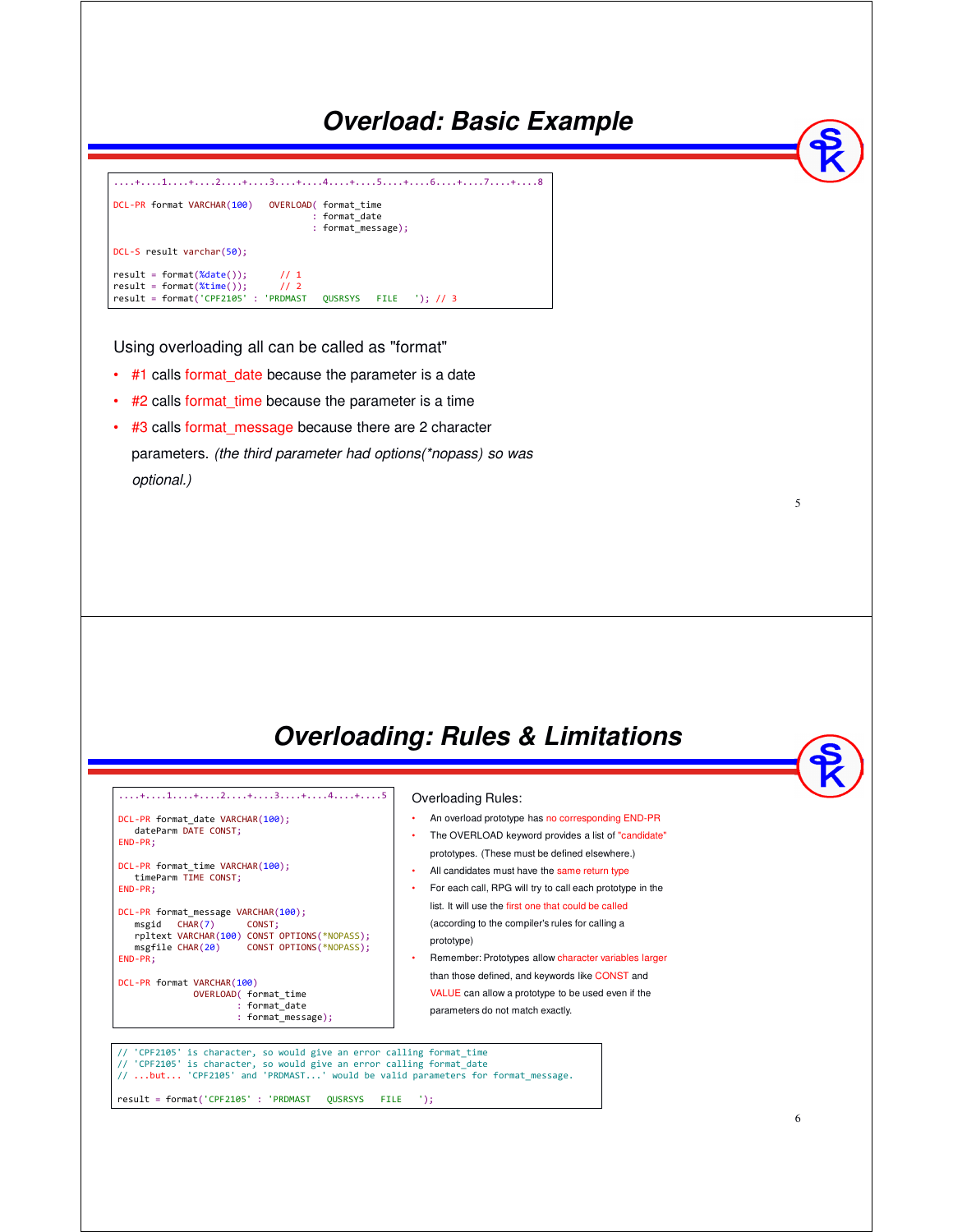## Overload: Basic Example

```
....+....1....+....2....+....3....+....4....+....5....+....6....+....7....+....8

DCL-PR format VARCHAR(100)   OVERLOAD( format_time
                                     : format_date
                                     : format_message);

DCL-S result varchar(50);

result = format(%date());      // 1
result = format(%time());      // 2
result = format('CPF2105' : 'PRDMAST   QUSRSYS   FILE   '); // 3
```

Using overloading all can be called as "format"

- #1 calls format_date because the parameter is a date
- #2 calls format_time because the parameter is a time
- #3 calls format_message because there are 2 character parameters. *(the third parameter had options(\*nopass) so was optional.)*

## Overloading: Rules & Limitations

```
....+....1....+....2....+....3....+....4....+....5

DCL-PR format_date VARCHAR(100);
   dateParm DATE CONST;
END-PR;

DCL-PR format_time VARCHAR(100);
   timeParm TIME CONST;
END-PR;

DCL-PR format_message VARCHAR(100);
   msgid   CHAR(7)      CONST;
   rpltext VARCHAR(100) CONST OPTIONS(*NOPASS);
   msgfile CHAR(20)     CONST OPTIONS(*NOPASS);
END-PR;

DCL-PR format VARCHAR(100)
              OVERLOAD( format_time
                      : format_date
                      : format_message);
```

Overloading Rules:

- An overload prototype has no corresponding END-PR
- The OVERLOAD keyword provides a list of "candidate" prototypes. (These must be defined elsewhere.)
- All candidates must have the same return type
- For each call, RPG will try to call each prototype in the list. It will use the first one that could be called (according to the compiler's rules for calling a prototype)
- Remember: Prototypes allow character variables larger than those defined, and keywords like CONST and VALUE can allow a prototype to be used even if the parameters do not match exactly.

```
// 'CPF2105' is character, so would give an error calling format_time
// 'CPF2105' is character, so would give an error calling format_date
// ...but... 'CPF2105' and 'PRDMAST...' would be valid parameters for format_message.

result = format('CPF2105' : 'PRDMAST   QUSRSYS   FILE   ');
```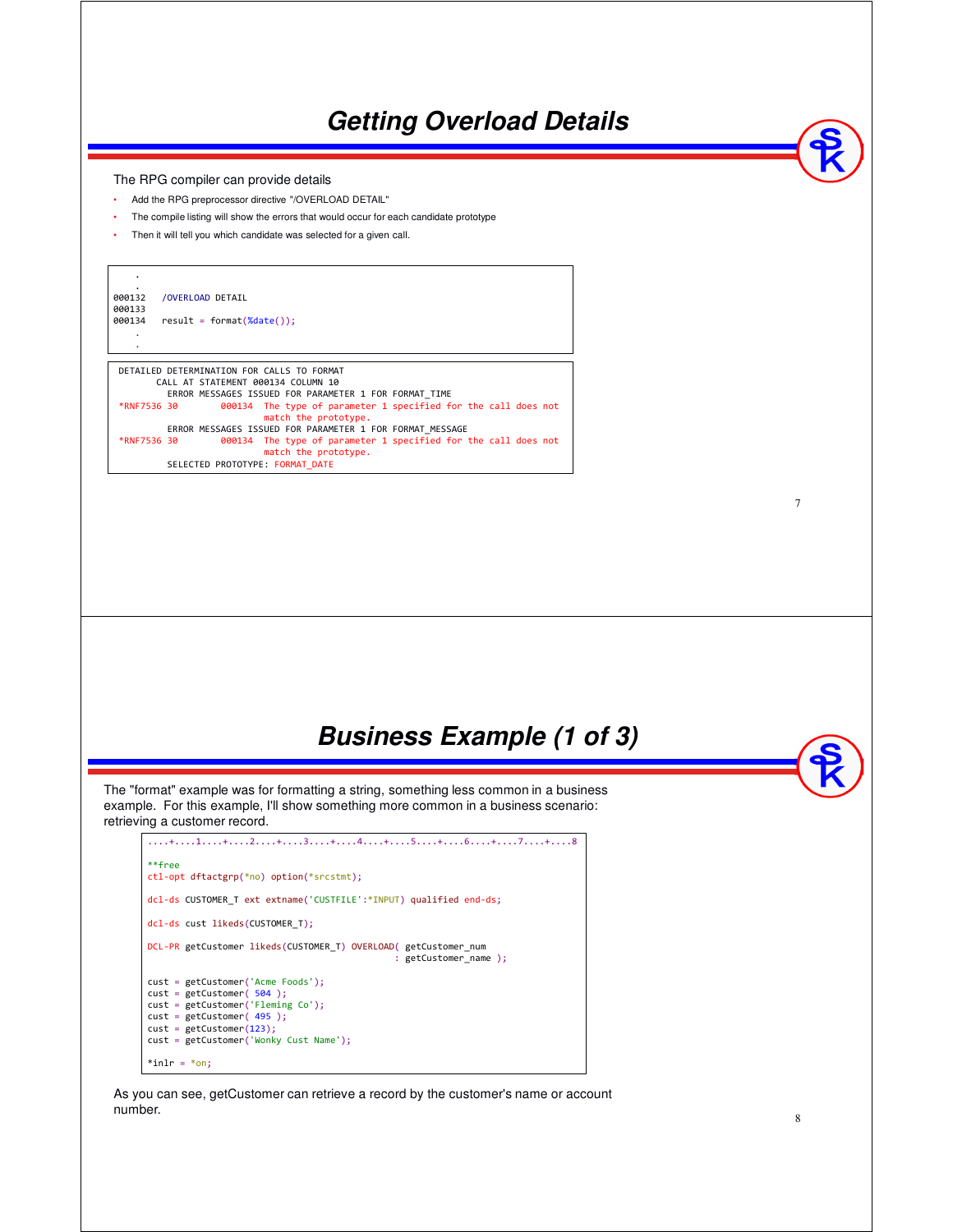## Getting Overload Details

The RPG compiler can provide details

- Add the RPG preprocessor directive "/OVERLOAD DETAIL"
- The compile listing will show the errors that would occur for each candidate prototype
- Then it will tell you which candidate was selected for a given call.

```
    .
    .
000132   /OVERLOAD DETAIL
000133
000134   result = format(%date());
    .
    .
```

```
 DETAILED DETERMINATION FOR CALLS TO FORMAT
       CALL AT STATEMENT 000134 COLUMN 10
         ERROR MESSAGES ISSUED FOR PARAMETER 1 FOR FORMAT_TIME
*RNF7536 30        000134  The type of parameter 1 specified for the call does not
                           match the prototype.
         ERROR MESSAGES ISSUED FOR PARAMETER 1 FOR FORMAT_MESSAGE
*RNF7536 30        000134  The type of parameter 1 specified for the call does not
                           match the prototype.
         SELECTED PROTOTYPE: FORMAT_DATE
```

## Business Example (1 of 3)

The "format" example was for formatting a string, something less common in a business example. For this example, I'll show something more common in a business scenario: retrieving a customer record.

```
....+....1....+....2....+....3....+....4....+....5....+....6....+....7....+....8

**free
ctl-opt dftactgrp(*no) option(*srcstmt);

dcl-ds CUSTOMER_T ext extname('CUSTFILE':*INPUT) qualified end-ds;

dcl-ds cust likeds(CUSTOMER_T);

DCL-PR getCustomer likeds(CUSTOMER_T) OVERLOAD( getCustomer_num
                                               : getCustomer_name );

cust = getCustomer('Acme Foods');
cust = getCustomer( 504 );
cust = getCustomer('Fleming Co');
cust = getCustomer( 495 );
cust = getCustomer(123);
cust = getCustomer('Wonky Cust Name');

*inlr = *on;
```

As you can see, getCustomer can retrieve a record by the customer's name or account number.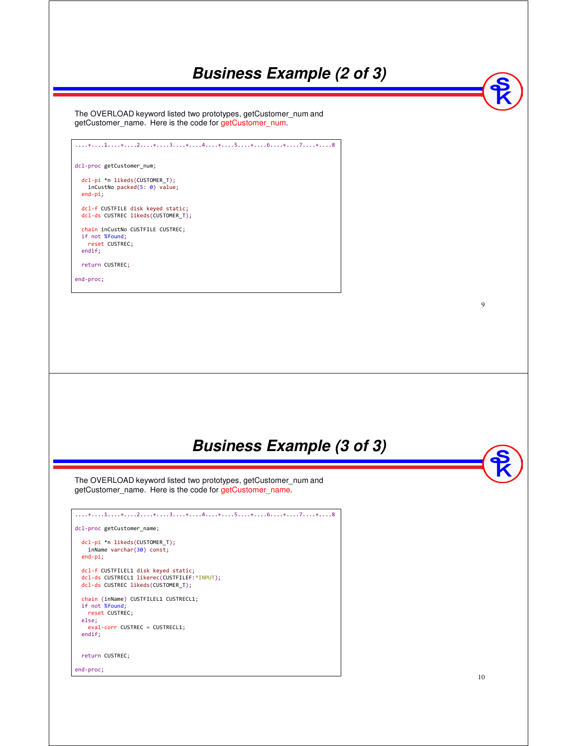# Business Example (2 of 3)

The OVERLOAD keyword listed two prototypes, getCustomer_num and getCustomer_name. Here is the code for getCustomer_num.

```
....+....1....+....2....+....3....+....4....+....5....+....6....+....7....+....8

dcl-proc getCustomer_num;

  dcl-pi *n likeds(CUSTOMER_T);
    inCustNo packed(5: 0) value;
  end-pi;

  dcl-f CUSTFILE disk keyed static;
  dcl-ds CUSTREC likeds(CUSTOMER_T);

  chain inCustNo CUSTFILE CUSTREC;
  if not %found;
    reset CUSTREC;
  endif;

  return CUSTREC;

end-proc;
```

# Business Example (3 of 3)

The OVERLOAD keyword listed two prototypes, getCustomer_num and getCustomer_name. Here is the code for getCustomer_name.

```
....+....1....+....2....+....3....+....4....+....5....+....6....+....7....+....8

dcl-proc getCustomer_name;

  dcl-pi *n likeds(CUSTOMER_T);
    inName varchar(30) const;
  end-pi;

  dcl-f CUSTFILEL1 disk keyed static;
  dcl-ds CUSTRECL1 likerec(CUSTFILEF:*INPUT);
  dcl-ds CUSTREC likeds(CUSTOMER_T);

  chain (inName) CUSTFILEL1 CUSTRECL1;
  if not %found;
    reset CUSTREC;
  else;
    eval-corr CUSTREC = CUSTRECL1;
  endif;


  return CUSTREC;

end-proc;
```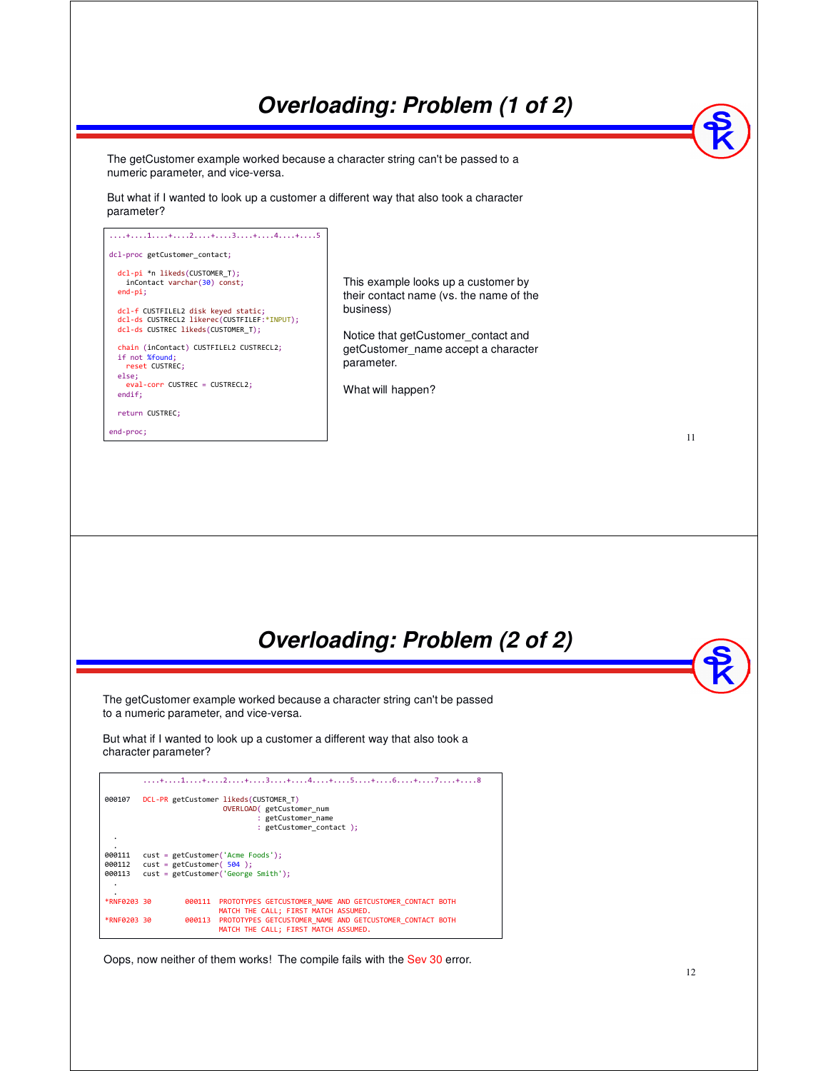# Overloading: Problem (1 of 2)

The getCustomer example worked because a character string can't be passed to a numeric parameter, and vice-versa.

But what if I wanted to look up a customer a different way that also took a character parameter?

```
....+....1....+....2....+....3....+....4....+....5

dcl-proc getCustomer_contact;

  dcl-pi *n likeds(CUSTOMER_T);
    inContact varchar(30) const;
  end-pi;

  dcl-f CUSTFILEL2 disk keyed static;
  dcl-ds CUSTRECL2 likerec(CUSTFILEF:*INPUT);
  dcl-ds CUSTREC likeds(CUSTOMER_T);

  chain (inContact) CUSTFILEL2 CUSTRECL2;
  if not %found;
    reset CUSTREC;
  else;
    eval-corr CUSTREC = CUSTRECL2;
  endif;

  return CUSTREC;

end-proc;
```

This example looks up a customer by their contact name (vs. the name of the business)

Notice that getCustomer_contact and getCustomer_name accept a character parameter.

What will happen?

# Overloading: Problem (2 of 2)

The getCustomer example worked because a character string can't be passed to a numeric parameter, and vice-versa.

But what if I wanted to look up a customer a different way that also took a character parameter?

```
        ....+....1....+....2....+....3....+....4....+....5....+....6....+....7....+....8

000107  DCL-PR getCustomer likeds(CUSTOMER_T)
                           OVERLOAD( getCustomer_num
                                   : getCustomer_name
                                   : getCustomer_contact );
  .
  .
000111  cust = getCustomer('Acme Foods');
000112  cust = getCustomer( 504 );
000113  cust = getCustomer('George Smith');
  .
  .
*RNF0203 30       000111  PROTOTYPES GETCUSTOMER_NAME AND GETCUSTOMER_CONTACT BOTH
                          MATCH THE CALL; FIRST MATCH ASSUMED.
*RNF0203 30       000113  PROTOTYPES GETCUSTOMER_NAME AND GETCUSTOMER_CONTACT BOTH
                          MATCH THE CALL; FIRST MATCH ASSUMED.
```

Oops, now neither of them works! The compile fails with the Sev 30 error.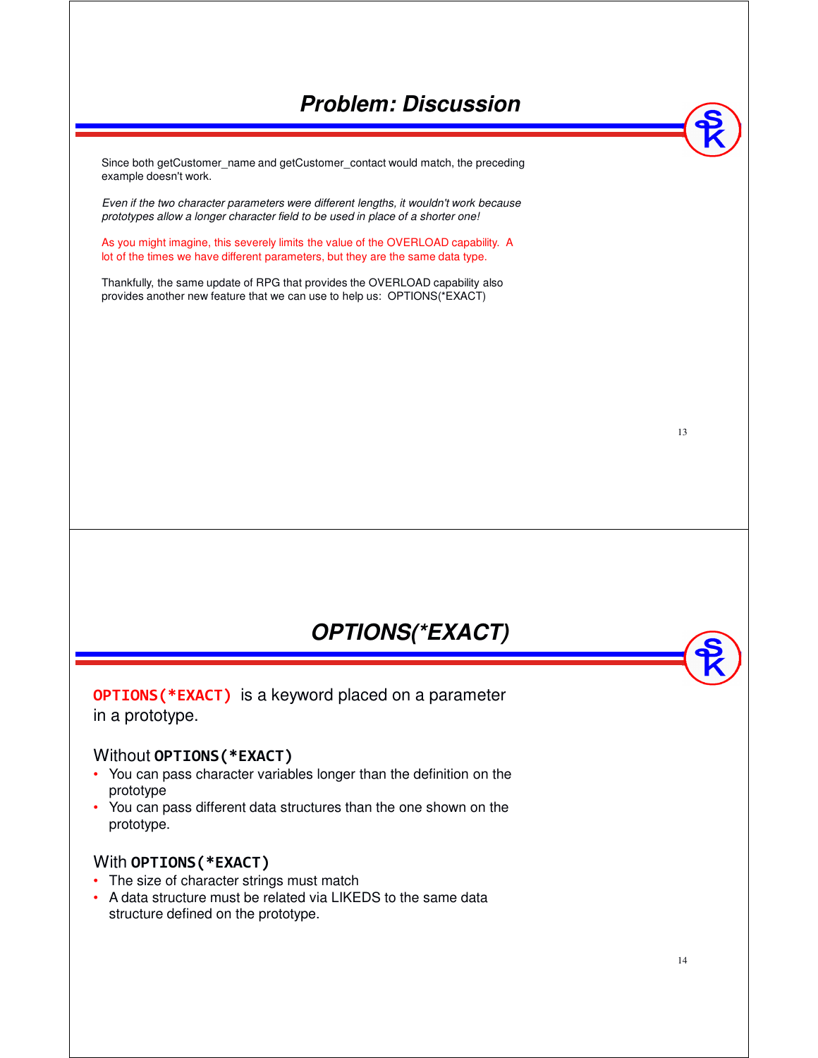## Problem: Discussion

Since both getCustomer_name and getCustomer_contact would match, the preceding example doesn't work.

*Even if the two character parameters were different lengths, it wouldn't work because prototypes allow a longer character field to be used in place of a shorter one!*

As you might imagine, this severely limits the value of the OVERLOAD capability. A lot of the times we have different parameters, but they are the same data type.

Thankfully, the same update of RPG that provides the OVERLOAD capability also provides another new feature that we can use to help us: OPTIONS(*EXACT)

## OPTIONS(*EXACT)

**`OPTIONS(*EXACT)`** is a keyword placed on a parameter in a prototype.

Without **`OPTIONS(*EXACT)`**

- You can pass character variables longer than the definition on the prototype
- You can pass different data structures than the one shown on the prototype.

With **`OPTIONS(*EXACT)`**

- The size of character strings must match
- A data structure must be related via LIKEDS to the same data structure defined on the prototype.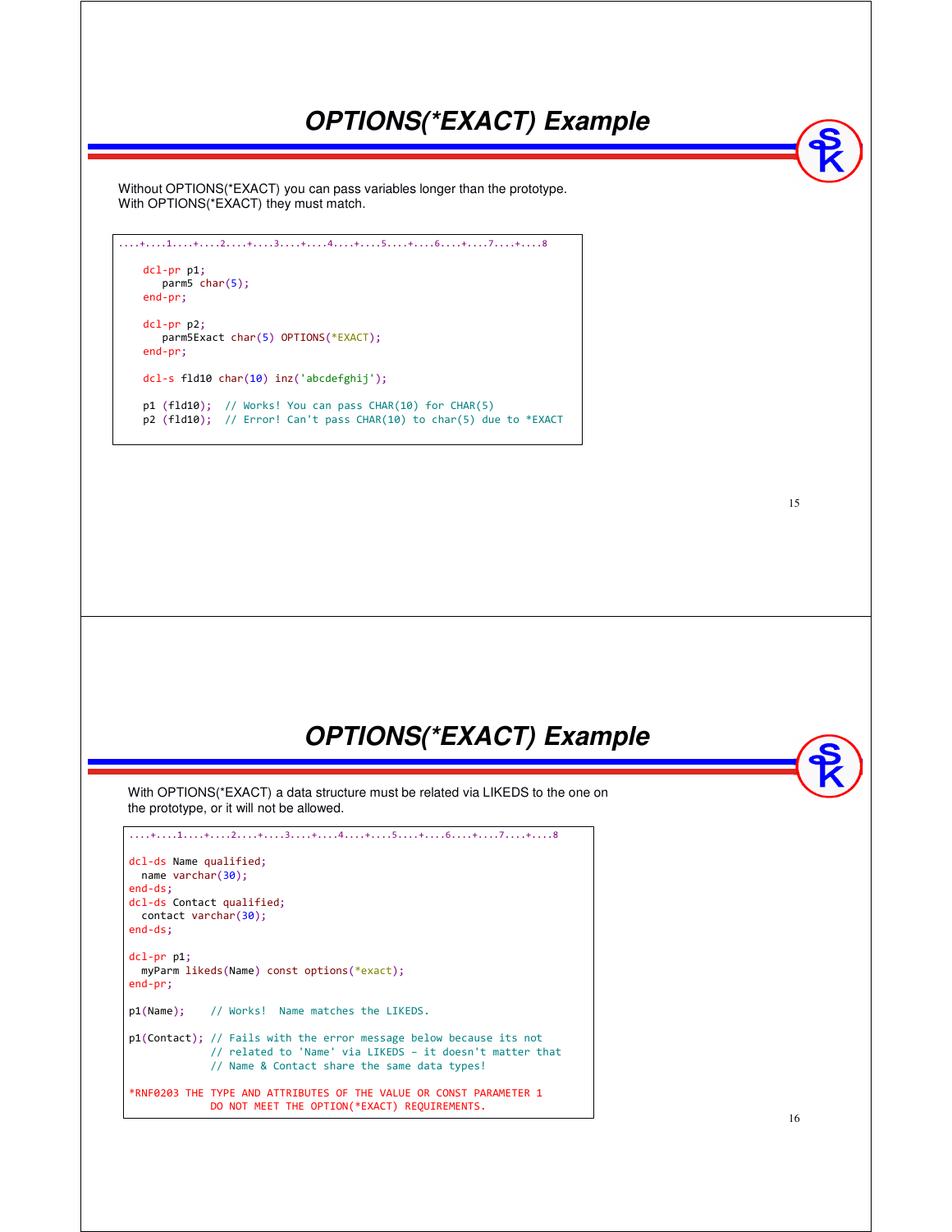## OPTIONS(*EXACT) Example

Without OPTIONS(*EXACT) you can pass variables longer than the prototype.
With OPTIONS(*EXACT) they must match.

```
....+....1....+....2....+....3....+....4....+....5....+....6....+....7....+....8

    dcl-pr p1;
       parm5 char(5);
    end-pr;

    dcl-pr p2;
       parm5Exact char(5) OPTIONS(*EXACT);
    end-pr;

    dcl-s fld10 char(10) inz('abcdefghij');

    p1 (fld10);  // Works! You can pass CHAR(10) for CHAR(5)
    p2 (fld10);  // Error! Can't pass CHAR(10) to char(5) due to *EXACT
```

## OPTIONS(*EXACT) Example

With OPTIONS(*EXACT) a data structure must be related via LIKEDS to the one on the prototype, or it will not be allowed.

```
....+....1....+....2....+....3....+....4....+....5....+....6....+....7....+....8

dcl-ds Name qualified;
  name varchar(30);
end-ds;
dcl-ds Contact qualified;
  contact varchar(30);
end-ds;

dcl-pr p1;
  myParm likeds(Name) const options(*exact);
end-pr;

p1(Name);    // Works!  Name matches the LIKEDS.

p1(Contact); // Fails with the error message below because its not
             // related to 'Name' via LIKEDS - it doesn't matter that
             // Name & Contact share the same data types!

*RNF0203 THE TYPE AND ATTRIBUTES OF THE VALUE OR CONST PARAMETER 1
             DO NOT MEET THE OPTION(*EXACT) REQUIREMENTS.
```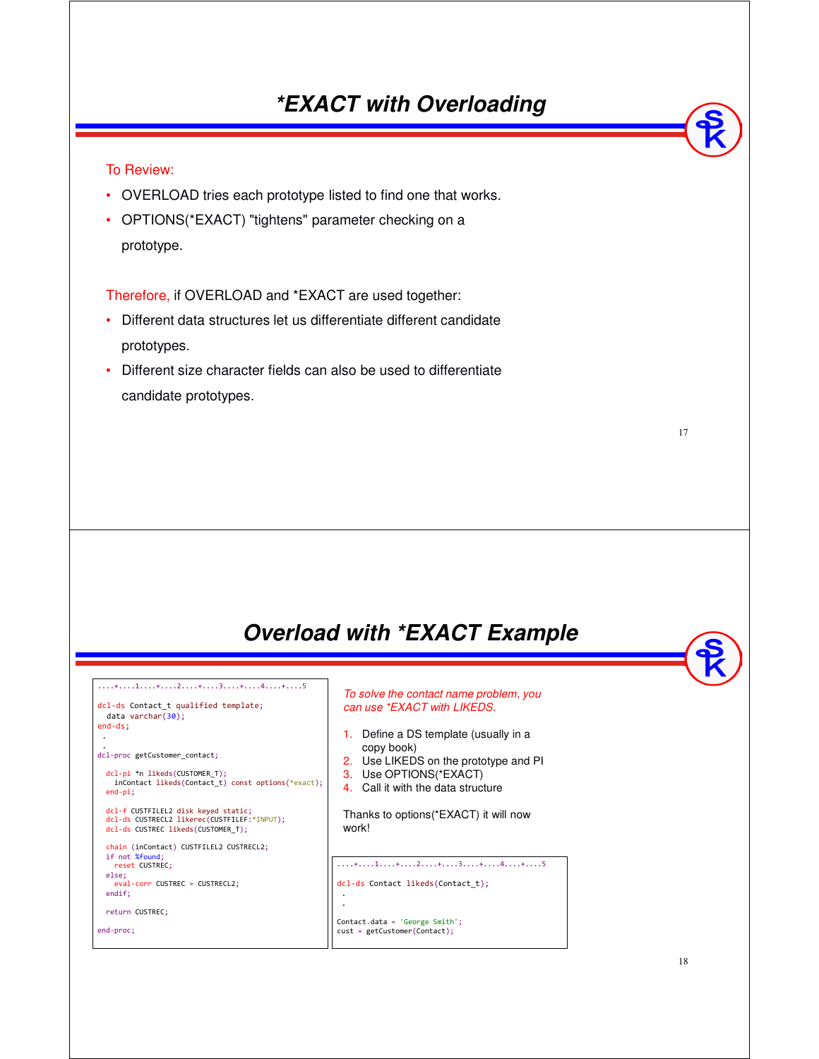# *EXACT with Overloading

To Review:

- OVERLOAD tries each prototype listed to find one that works.
- OPTIONS(*EXACT) "tightens" parameter checking on a prototype.

Therefore, if OVERLOAD and *EXACT are used together:

- Different data structures let us differentiate different candidate prototypes.
- Different size character fields can also be used to differentiate candidate prototypes.

# Overload with *EXACT Example

```
....+....1....+....2....+....3....+....4....+....5

dcl-ds Contact_t qualified template;
  data varchar(30);
end-ds;
 .
 .
dcl-proc getCustomer_contact;

  dcl-pi *n likeds(CUSTOMER_T);
    inContact likeds(Contact_t) const options(*exact);
  end-pi;

  dcl-f CUSTFILEL2 disk keyed static;
  dcl-ds CUSTRECL2 likerec(CUSTFILEF:*INPUT);
  dcl-ds CUSTREC likeds(CUSTOMER_T);

  chain (inContact) CUSTFILEL2 CUSTRECL2;
  if not %found;
    reset CUSTREC;
  else;
    eval-corr CUSTREC = CUSTRECL2;
  endif;

  return CUSTREC;

end-proc;
```

*To solve the contact name problem, you can use *EXACT with LIKEDS.*

1. Define a DS template (usually in a copy book)
2. Use LIKEDS on the prototype and PI
3. Use OPTIONS(*EXACT)
4. Call it with the data structure

Thanks to options(*EXACT) it will now work!

```
....+....1....+....2....+....3....+....4....+....5

dcl-ds Contact likeds(Contact_t);
 .
 .

Contact.data = 'George Smith';
cust = getCustomer(Contact);
```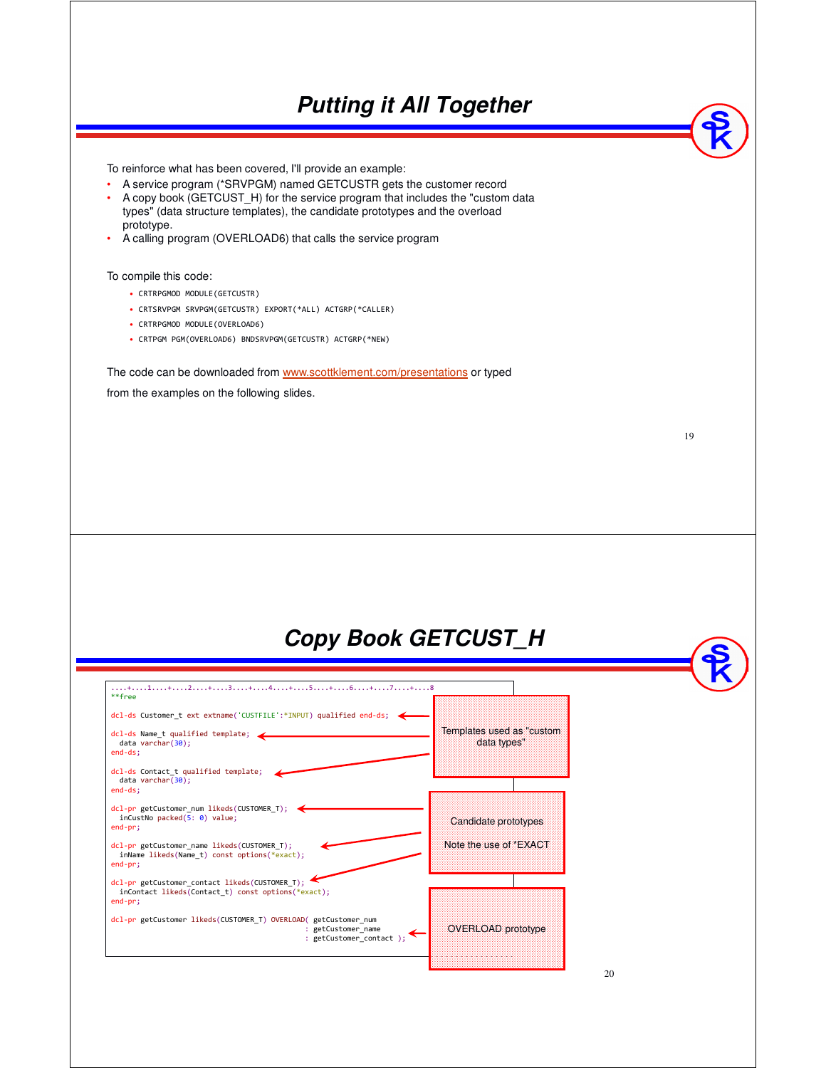# Putting it All Together

To reinforce what has been covered, I'll provide an example:

- A service program (*SRVPGM) named GETCUSTR gets the customer record
- A copy book (GETCUST_H) for the service program that includes the "custom data types" (data structure templates), the candidate prototypes and the overload prototype.
- A calling program (OVERLOAD6) that calls the service program

To compile this code:

- CRTRPGMOD MODULE(GETCUSTR)
- CRTSRVPGM SRVPGM(GETCUSTR) EXPORT(*ALL) ACTGRP(*CALLER)
- CRTRPGMOD MODULE(OVERLOAD6)
- CRTPGM PGM(OVERLOAD6) BNDSRVPGM(GETCUSTR) ACTGRP(*NEW)

The code can be downloaded from www.scottklement.com/presentations or typed from the examples on the following slides.

# Copy Book GETCUST_H

```
....+....1....+....2....+....3....+....4....+....5....+....6....+....7....+....8
**free

dcl-ds Customer_t ext extname('CUSTFILE':*INPUT) qualified end-ds;

dcl-ds Name_t qualified template;
  data varchar(30);
end-ds;

dcl-ds Contact_t qualified template;
  data varchar(30);
end-ds;

dcl-pr getCustomer_num likeds(CUSTOMER_T);
  inCustNo packed(5: 0) value;
end-pr;

dcl-pr getCustomer_name likeds(CUSTOMER_T);
  inName likeds(Name_t) const options(*exact);
end-pr;

dcl-pr getCustomer_contact likeds(CUSTOMER_T);
  inContact likeds(Contact_t) const options(*exact);
end-pr;

dcl-pr getCustomer likeds(CUSTOMER_T) OVERLOAD( getCustomer_num
                                              : getCustomer_name
                                              : getCustomer_contact );
```

Templates used as "custom data types"

Candidate prototypes

Note the use of *EXACT

OVERLOAD prototype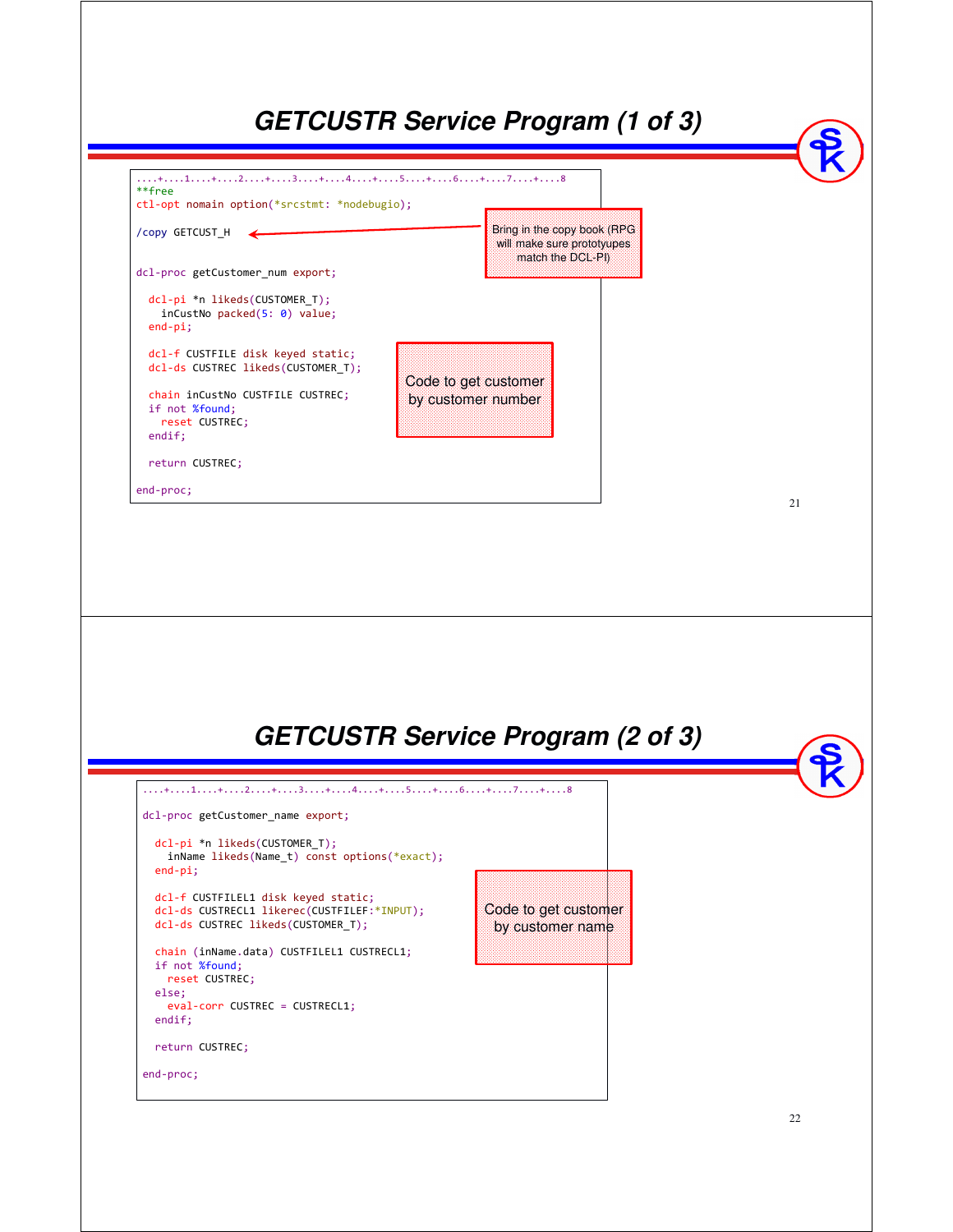# GETCUSTR Service Program (1 of 3)

```
....+....1....+....2....+....3....+....4....+....5....+....6....+....7....+....8
**free
ctl-opt nomain option(*srcstmt: *nodebugio);

/copy GETCUST_H


dcl-proc getCustomer_num export;

  dcl-pi *n likeds(CUSTOMER_T);
    inCustNo packed(5: 0) value;
  end-pi;

  dcl-f CUSTFILE disk keyed static;
  dcl-ds CUSTREC likeds(CUSTOMER_T);

  chain inCustNo CUSTFILE CUSTREC;
  if not %found;
    reset CUSTREC;
  endif;

  return CUSTREC;

end-proc;
```

Bring in the copy book (RPG will make sure prototyupes match the DCL-PI)

Code to get customer by customer number

# GETCUSTR Service Program (2 of 3)

```
....+....1....+....2....+....3....+....4....+....5....+....6....+....7....+....8

dcl-proc getCustomer_name export;

  dcl-pi *n likeds(CUSTOMER_T);
    inName likeds(Name_t) const options(*exact);
  end-pi;

  dcl-f CUSTFILEL1 disk keyed static;
  dcl-ds CUSTRECL1 likerec(CUSTFILEF:*INPUT);
  dcl-ds CUSTREC likeds(CUSTOMER_T);

  chain (inName.data) CUSTFILEL1 CUSTRECL1;
  if not %found;
    reset CUSTREC;
  else;
    eval-corr CUSTREC = CUSTRECL1;
  endif;

  return CUSTREC;

end-proc;
```

Code to get customer by customer name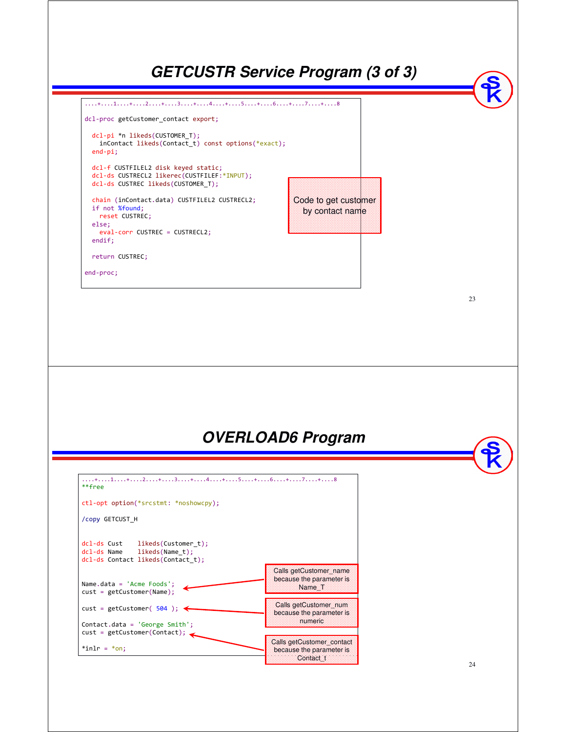## GETCUSTR Service Program (3 of 3)

```
....+....1....+....2....+....3....+....4....+....5....+....6....+....7....+....8

dcl-proc getCustomer_contact export;

  dcl-pi *n likeds(CUSTOMER_T);
    inContact likeds(Contact_t) const options(*exact);
  end-pi;

  dcl-f CUSTFILEL2 disk keyed static;
  dcl-ds CUSTRECL2 likerec(CUSTFILEF:*INPUT);
  dcl-ds CUSTREC likeds(CUSTOMER_T);

  chain (inContact.data) CUSTFILEL2 CUSTRECL2;
  if not %found;
    reset CUSTREC;
  else;
    eval-corr CUSTREC = CUSTRECL2;
  endif;

  return CUSTREC;

end-proc;
```

Code to get customer by contact name

## OVERLOAD6 Program

```
....+....1....+....2....+....3....+....4....+....5....+....6....+....7....+....8
**free

ctl-opt option(*srcstmt: *noshowcpy);

/copy GETCUST_H


dcl-ds Cust    likeds(Customer_t);
dcl-ds Name    likeds(Name_t);
dcl-ds Contact likeds(Contact_t);


Name.data = 'Acme Foods';
cust = getCustomer(Name);

cust = getCustomer( 504 );

Contact.data = 'George Smith';
cust = getCustomer(Contact);

*inlr = *on;
```

- `cust = getCustomer(Name);` — Calls getCustomer_name because the parameter is Name_T
- `cust = getCustomer( 504 );` — Calls getCustomer_num because the parameter is numeric
- `cust = getCustomer(Contact);` — Calls getCustomer_contact because the parameter is Contact_t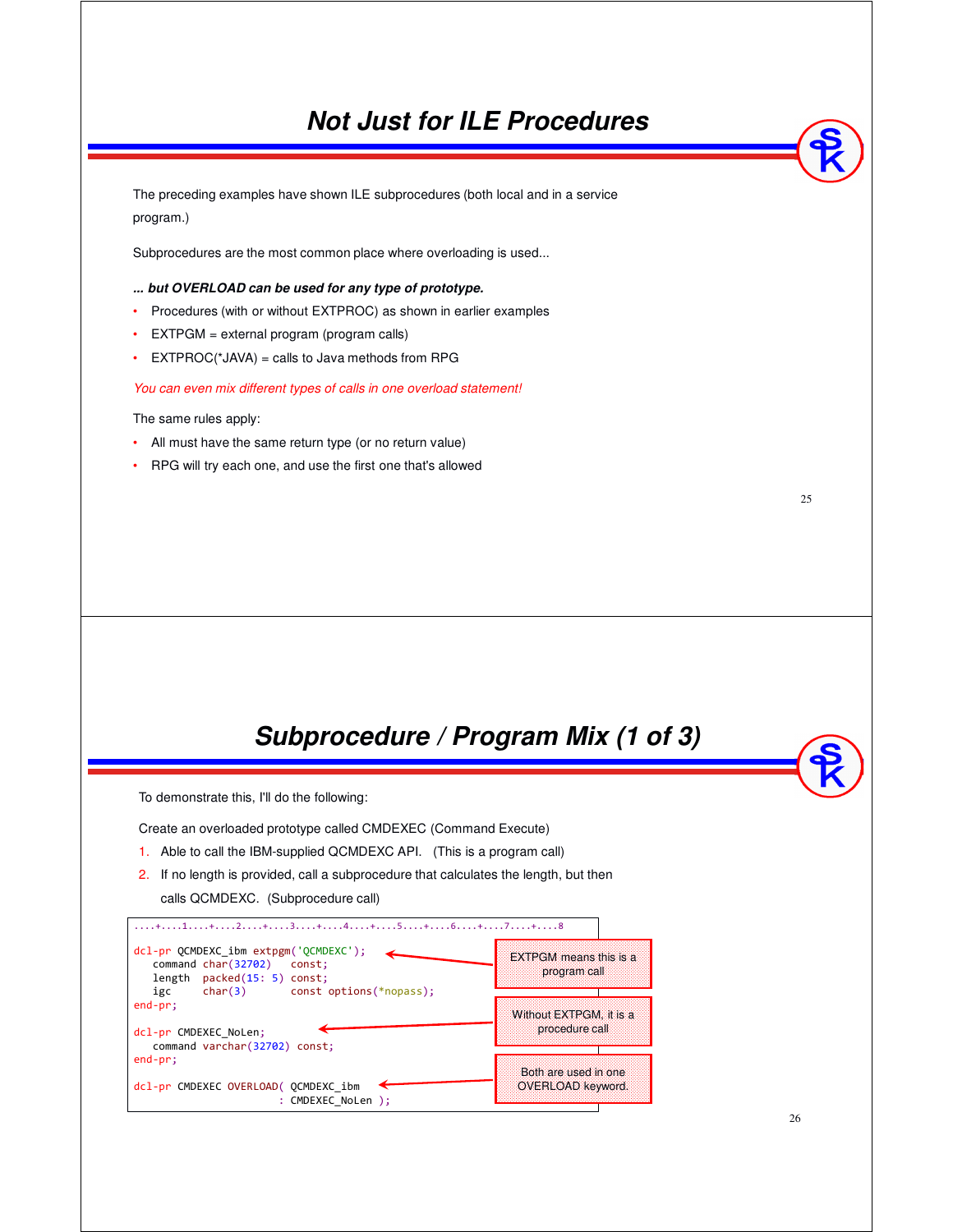# Not Just for ILE Procedures

The preceding examples have shown ILE subprocedures (both local and in a service program.)

Subprocedures are the most common place where overloading is used...

***... but OVERLOAD can be used for any type of prototype.***

- Procedures (with or without EXTPROC) as shown in earlier examples
- EXTPGM = external program (program calls)
- EXTPROC(*JAVA) = calls to Java methods from RPG

*You can even mix different types of calls in one overload statement!*

The same rules apply:

- All must have the same return type (or no return value)
- RPG will try each one, and use the first one that's allowed

# Subprocedure / Program Mix (1 of 3)

To demonstrate this, I'll do the following:

Create an overloaded prototype called CMDEXEC (Command Execute)

1. Able to call the IBM-supplied QCMDEXC API. (This is a program call)
2. If no length is provided, call a subprocedure that calculates the length, but then calls QCMDEXC. (Subprocedure call)

```
....+....1....+....2....+....3....+....4....+....5....+....6....+....7....+....8

dcl-pr QCMDEXC_ibm extpgm('QCMDEXC');
   command char(32702)   const;
   length  packed(15: 5) const;
   igc     char(3)       const options(*nopass);
end-pr;

dcl-pr CMDEXEC_NoLen;
   command varchar(32702) const;
end-pr;

dcl-pr CMDEXEC OVERLOAD( QCMDEXC_ibm
                       : CMDEXEC_NoLen );
```

- EXTPGM means this is a program call
- Without EXTPGM, it is a procedure call
- Both are used in one OVERLOAD keyword.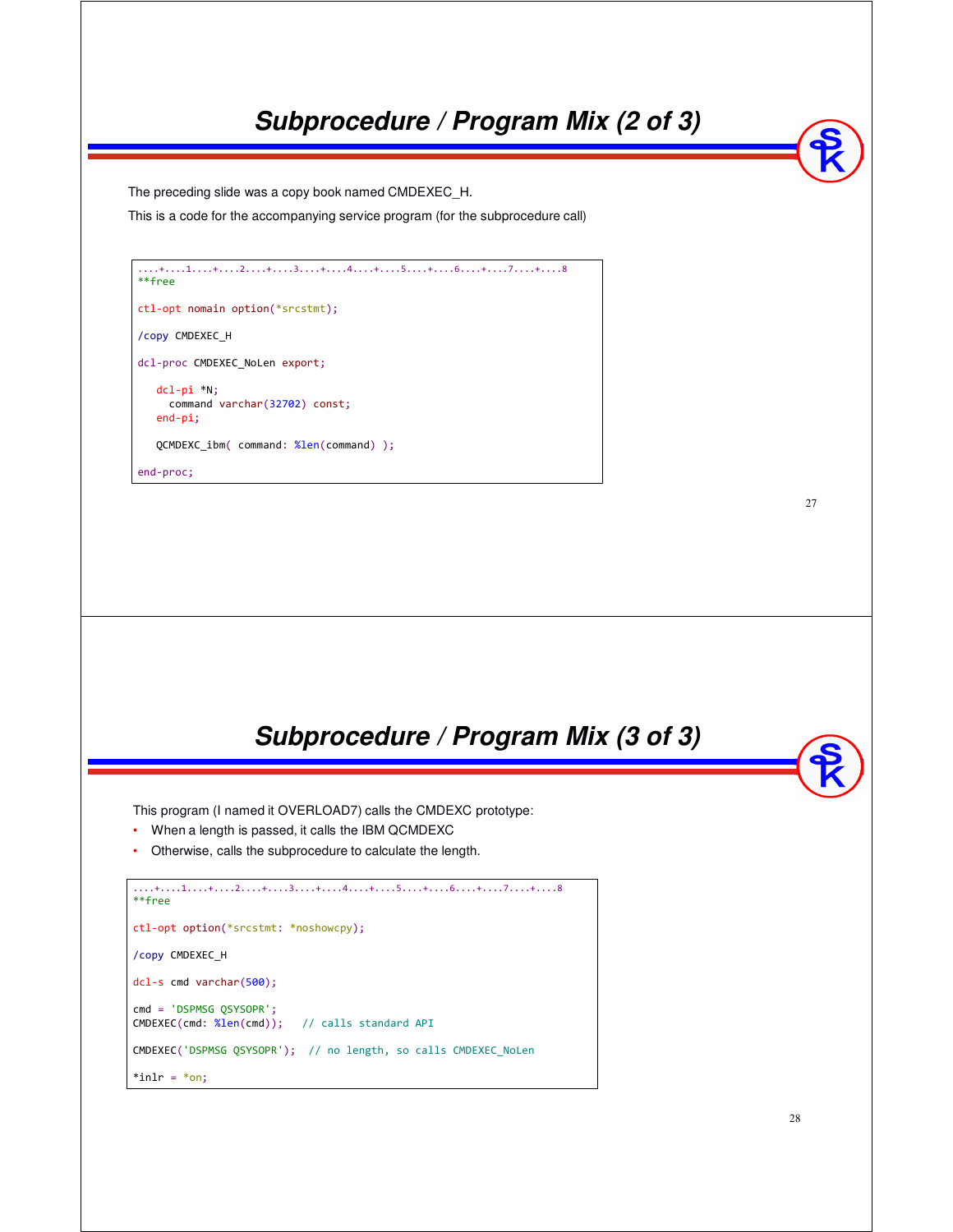# Subprocedure / Program Mix (2 of 3)

The preceding slide was a copy book named CMDEXEC_H.

This is a code for the accompanying service program (for the subprocedure call)

```
....+....1....+....2....+....3....+....4....+....5....+....6....+....7....+....8
**free

ctl-opt nomain option(*srcstmt);

/copy CMDEXEC_H

dcl-proc CMDEXEC_NoLen export;

   dcl-pi *N;
     command varchar(32702) const;
   end-pi;

   QCMDEXC_ibm( command: %len(command) );

end-proc;
```

# Subprocedure / Program Mix (3 of 3)

This program (I named it OVERLOAD7) calls the CMDEXC prototype:

- When a length is passed, it calls the IBM QCMDEXC
- Otherwise, calls the subprocedure to calculate the length.

```
....+....1....+....2....+....3....+....4....+....5....+....6....+....7....+....8
**free

ctl-opt option(*srcstmt: *noshowcpy);

/copy CMDEXEC_H

dcl-s cmd varchar(500);

cmd = 'DSPMSG QSYSOPR';
CMDEXEC(cmd: %len(cmd));   // calls standard API

CMDEXEC('DSPMSG QSYSOPR');  // no length, so calls CMDEXEC_NoLen

*inlr = *on;
```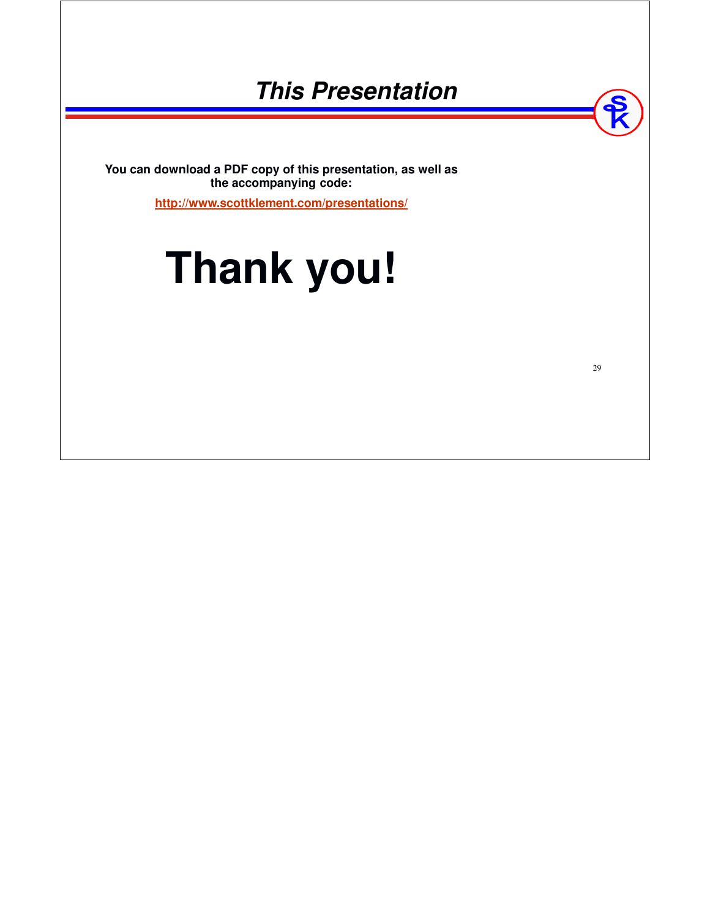# *This Presentation*

**You can download a PDF copy of this presentation, as well as the accompanying code:**

**http://www.scottklement.com/presentations/**

# Thank you!